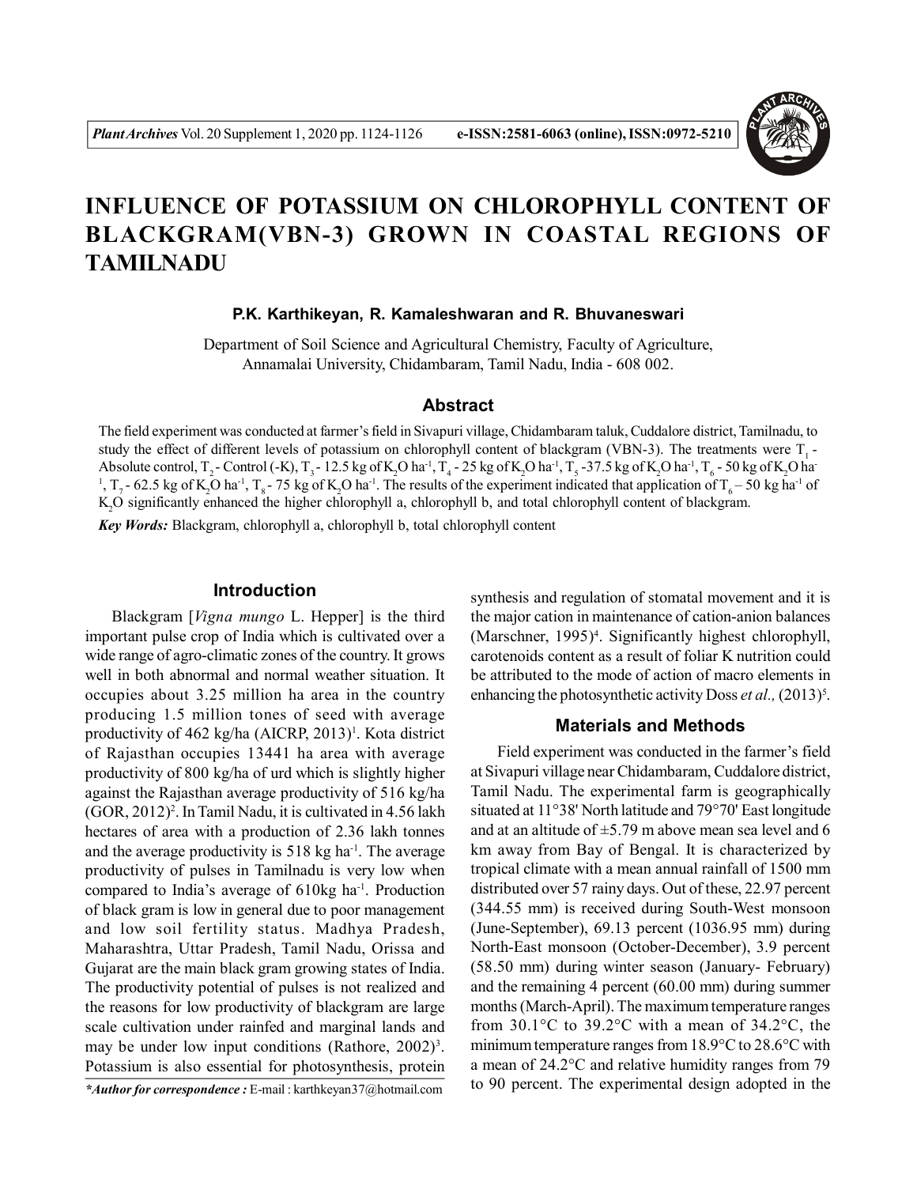# INFLUENCE OF POTASSIUM ON CHLOROPHYLL CONTENT OF BLACKGRAM(VBN-3) GROWN IN COASTAL REGIONS OF TAMILNADU

**P.K. Karthikeyan, R. Kamaleshwaran and R. Bhuvaneswari**

Department of Soil Science and Agricultural Chemistry, Faculty of Agriculture, Annamalai University, Chidambaram, Tamil Nadu, India - 608 002.

## Abstract

The field experiment was conducted at farmer's field in Sivapuri village, Chidambaram taluk, Cuddalore district, Tamilnadu, to study the effect of different levels of potassium on chlorophyll content of blackgram (VBN-3). The treatments were $T_1$ - Absolute control, $T_2$ - Control (-K), $T_3$ - 12.5 kg of $K_2O$ ha$^{-1}$, $T_4$ - 25 kg of $K_2O$ ha$^{-1}$, $T_5$ -37.5 kg of $K_2O$ ha$^{-1}$, $T_6$ - 50 kg of $K_2O$ ha$^{-1}$, $T_7$ - 62.5 kg of $K_2O$ ha$^{-1}$, $T_8$ - 75 kg of $K_2O$ ha$^{-1}$. The results of the experiment indicated that application of $T_6$ – 50 kg ha$^{-1}$ of $K_2O$ significantly enhanced the higher chlorophyll a, chlorophyll b, and total chlorophyll content of blackgram.

***Key Words:*** Blackgram, chlorophyll a, chlorophyll b, total chlorophyll content

## Introduction

Blackgram [*Vigna mungo* L. Hepper] is the third important pulse crop of India which is cultivated over a wide range of agro-climatic zones of the country. It grows well in both abnormal and normal weather situation. It occupies about 3.25 million ha area in the country producing 1.5 million tones of seed with average productivity of 462 kg/ha (AICRP, 2013)[1]. Kota district of Rajasthan occupies 13441 ha area with average productivity of 800 kg/ha of urd which is slightly higher against the Rajasthan average productivity of 516 kg/ha (GOR, 2012)[2]. In Tamil Nadu, it is cultivated in 4.56 lakh hectares of area with a production of 2.36 lakh tonnes and the average productivity is 518 kg ha$^{-1}$. The average productivity of pulses in Tamilnadu is very low when compared to India's average of 610kg ha$^{-1}$. Production of black gram is low in general due to poor management and low soil fertility status. Madhya Pradesh, Maharashtra, Uttar Pradesh, Tamil Nadu, Orissa and Gujarat are the main black gram growing states of India. The productivity potential of pulses is not realized and the reasons for low productivity of blackgram are large scale cultivation under rainfed and marginal lands and may be under low input conditions (Rathore, 2002)[3]. Potassium is also essential for photosynthesis, protein synthesis and regulation of stomatal movement and it is the major cation in maintenance of cation-anion balances (Marschner, 1995)[4]. Significantly highest chlorophyll, carotenoids content as a result of foliar K nutrition could be attributed to the mode of action of macro elements in enhancing the photosynthetic activity Doss *et al.,* (2013)[5].

*\*Author for correspondence :* E-mail : karthkeyan37@hotmail.com

## Materials and Methods

Field experiment was conducted in the farmer's field at Sivapuri village near Chidambaram, Cuddalore district, Tamil Nadu. The experimental farm is geographically situated at 11°38' North latitude and 79°70' East longitude and at an altitude of ±5.79 m above mean sea level and 6 km away from Bay of Bengal. It is characterized by tropical climate with a mean annual rainfall of 1500 mm distributed over 57 rainy days. Out of these, 22.97 percent (344.55 mm) is received during South-West monsoon (June-September), 69.13 percent (1036.95 mm) during North-East monsoon (October-December), 3.9 percent (58.50 mm) during winter season (January- February) and the remaining 4 percent (60.00 mm) during summer months (March-April). The maximum temperature ranges from 30.1°C to 39.2°C with a mean of 34.2°C, the minimum temperature ranges from 18.9°C to 28.6°C with a mean of 24.2°C and relative humidity ranges from 79 to 90 percent. The experimental design adopted in the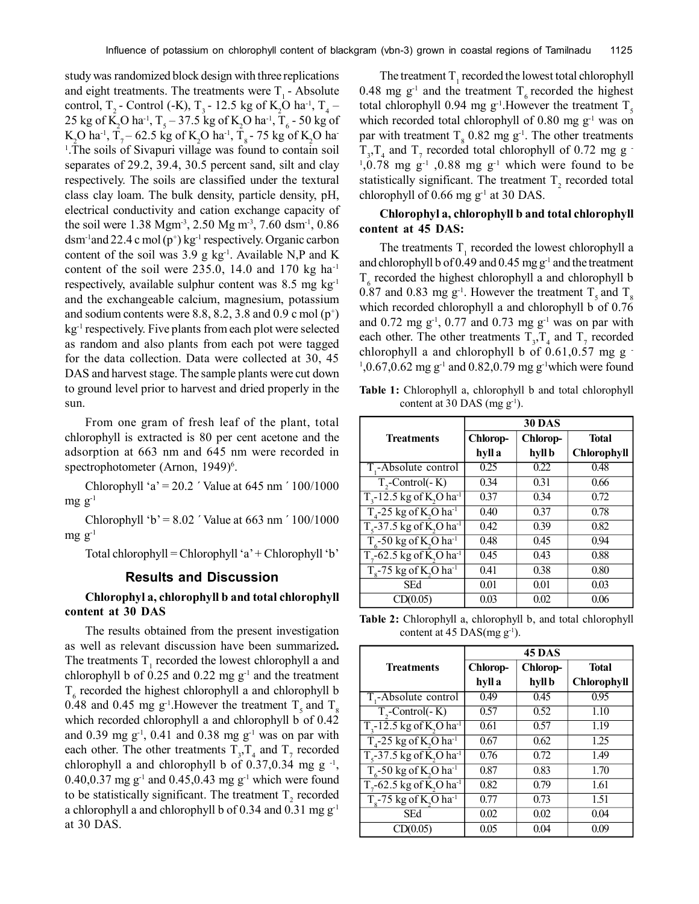study was randomized block design with three replications and eight treatments. The treatments were $T_1$ - Absolute control, $T_2$ - Control (-K), $T_3$ - 12.5 kg of $K_2O$ $ha^{-1}$, $T_4$ – 25 kg of $K_2O$ $ha^{-1}$, $T_5$ – 37.5 kg of $K_2O$ $ha^{-1}$, $T_6$ - 50 kg of $K_2O$ $ha^{-1}$, $T_7$ – 62.5 kg of $K_2O$ $ha^{-1}$, $T_8$ - 75 kg of $K_2O$ $ha^{-1}$. The soils of Sivapuri village was found to contain soil separates of 29.2, 39.4, 30.5 percent sand, silt and clay respectively. The soils are classified under the textural class clay loam. The bulk density, particle density, pH, electrical conductivity and cation exchange capacity of the soil were 1.38 $Mgm^{-3}$, 2.50 Mg $m^{-3}$, 7.60 $dsm^{-1}$, 0.86 $dsm^{-1}$and 22.4 c mol $(p^+)$ $kg^{-1}$ respectively. Organic carbon content of the soil was 3.9 g $kg^{-1}$. Available N,P and K content of the soil were 235.0, 14.0 and 170 kg $ha^{-1}$ respectively, available sulphur content was 8.5 mg $kg^{-1}$ and the exchangeable calcium, magnesium, potassium and sodium contents were 8.8, 8.2, 3.8 and 0.9 c mol $(p^+)$ $kg^{-1}$ respectively. Five plants from each plot were selected as random and also plants from each pot were tagged for the data collection. Data were collected at 30, 45 DAS and harvest stage. The sample plants were cut down to ground level prior to harvest and dried properly in the sun.

From one gram of fresh leaf of the plant, total chlorophyll is extracted is 80 per cent acetone and the adsorption at 663 nm and 645 nm were recorded in spectrophotometer (Arnon, 1949)[6].

Chlorophyll 'a' = 20.2 ´ Value at 645 nm ´ 100/1000 mg $g^{-1}$

Chlorophyll 'b' = 8.02 ´ Value at 663 nm ´ 100/1000 mg $g^{-1}$

Total chlorophyll = Chlorophyll 'a' + Chlorophyll 'b'

## Results and Discussion

### Chlorophyl a, chlorophyll b and total chlorophyll content at 30 DAS

The results obtained from the present investigation as well as relevant discussion have been summarized**.** The treatments $T_1$ recorded the lowest chlorophyll a and chlorophyll b of 0.25 and 0.22 mg $g^{-1}$ and the treatment $T_6$ recorded the highest chlorophyll a and chlorophyll b 0.48 and 0.45 mg $g^{-1}$.However the treatment $T_5$ and $T_8$ which recorded chlorophyll a and chlorophyll b of 0.42 and 0.39 mg $g^{-1}$, 0.41 and 0.38 mg $g^{-1}$ was on par with each other. The other treatments $T_3$,$T_4$ and $T_7$ recorded chlorophyll a and chlorophyll b of 0.37,0.34 mg $g^{-1}$, 0.40,0.37 mg $g^{-1}$ and 0.45,0.43 mg $g^{-1}$ which were found to be statistically significant. The treatment $T_2$ recorded a chlorophyll a and chlorophyll b of 0.34 and 0.31 mg $g^{-1}$ at 30 DAS.

The treatment $T_1$ recorded the lowest total chlorophyll 0.48 mg $g^{-1}$ and the treatment $T_6$ recorded the highest total chlorophyll 0.94 mg $g^{-1}$.However the treatment $T_5$ which recorded total chlorophyll of 0.80 mg $g^{-1}$ was on par with treatment $T_8$ 0.82 mg $g^{-1}$. The other treatments $T_3$,$T_4$ and $T_7$ recorded total chlorophyll of 0.72 mg $g^{-1}$,0.78 mg $g^{-1}$ ,0.88 mg $g^{-1}$ which were found to be statistically significant. The treatment $T_2$ recorded total chlorophyll of 0.66 mg $g^{-1}$ at 30 DAS.

### Chlorophyl a, chlorophyll b and total chlorophyll content at 45 DAS:

The treatments $T_1$ recorded the lowest chlorophyll a and chlorophyll b of 0.49 and 0.45 mg $g^{-1}$ and the treatment $T_6$ recorded the highest chlorophyll a and chlorophyll b 0.87 and 0.83 mg $g^{-1}$. However the treatment $T_5$ and $T_8$ which recorded chlorophyll a and chlorophyll b of 0.76 and 0.72 mg $g^{-1}$, 0.77 and 0.73 mg $g^{-1}$ was on par with each other. The other treatments $T_3$,$T_4$ and $T_7$ recorded chlorophyll a and chlorophyll b of 0.61,0.57 mg $g^{-1}$,0.67,0.62 mg $g^{-1}$ and 0.82,0.79 mg $g^{-1}$which were found

**Table 1:** Chlorophyll a, chlorophyll b and total chlorophyll content at 30 DAS (mg $g^{-1}$).

| Treatments | 30 DAS | | |
|---|---|---|---|
| | Chlorophyll a | Chlorophyll b | Total Chlorophyll |
| $T_1$-Absolute control | 0.25 | 0.22 | 0.48 |
| $T_2$-Control(- K) | 0.34 | 0.31 | 0.66 |
| $T_3$-12.5 kg of $K_2O$ $ha^{-1}$ | 0.37 | 0.34 | 0.72 |
| $T_4$-25 kg of $K_2O$ $ha^{-1}$ | 0.40 | 0.37 | 0.78 |
| $T_5$-37.5 kg of $K_2O$ $ha^{-1}$ | 0.42 | 0.39 | 0.82 |
| $T_6$-50 kg of $K_2O$ $ha^{-1}$ | 0.48 | 0.45 | 0.94 |
| $T_7$-62.5 kg of $K_2O$ $ha^{-1}$ | 0.45 | 0.43 | 0.88 |
| $T_8$-75 kg of $K_2O$ $ha^{-1}$ | 0.41 | 0.38 | 0.80 |
| SEd | 0.01 | 0.01 | 0.03 |
| CD(0.05) | 0.03 | 0.02 | 0.06 |

**Table 2:** Chlorophyll a, chlorophyll b, and total chlorophyll content at 45 DAS(mg $g^{-1}$).

| Treatments | 45 DAS | | |
|---|---|---|---|
| | Chlorophyll a | Chlorophyll b | Total Chlorophyll |
| $T_1$-Absolute control | 0.49 | 0.45 | 0.95 |
| $T_2$-Control(- K) | 0.57 | 0.52 | 1.10 |
| $T_3$-12.5 kg of $K_2O$ $ha^{-1}$ | 0.61 | 0.57 | 1.19 |
| $T_4$-25 kg of $K_2O$ $ha^{-1}$ | 0.67 | 0.62 | 1.25 |
| $T_5$-37.5 kg of $K_2O$ $ha^{-1}$ | 0.76 | 0.72 | 1.49 |
| $T_6$-50 kg of $K_2O$ $ha^{-1}$ | 0.87 | 0.83 | 1.70 |
| $T_7$-62.5 kg of $K_2O$ $ha^{-1}$ | 0.82 | 0.79 | 1.61 |
| $T_8$-75 kg of $K_2O$ $ha^{-1}$ | 0.77 | 0.73 | 1.51 |
| SEd | 0.02 | 0.02 | 0.04 |
| CD(0.05) | 0.05 | 0.04 | 0.09 |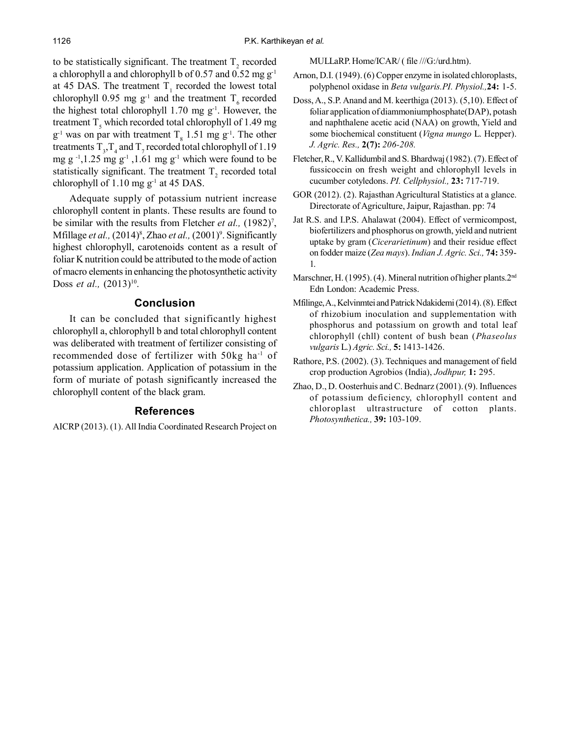to be statistically significant. The treatment $T_2$ recorded a chlorophyll a and chlorophyll b of 0.57 and 0.52 mg $g^{-1}$ at 45 DAS. The treatment $T_1$ recorded the lowest total chlorophyll 0.95 mg $g^{-1}$ and the treatment $T_6$ recorded the highest total chlorophyll 1.70 mg $g^{-1}$. However, the treatment $T_5$ which recorded total chlorophyll of 1.49 mg $g^{-1}$ was on par with treatment $T_8$ 1.51 mg $g^{-1}$. The other treatments $T_3$,$T_4$ and $T_7$ recorded total chlorophyll of 1.19 mg $g^{-1}$,1.25 mg $g^{-1}$ ,1.61 mg $g^{-1}$ which were found to be statistically significant. The treatment $T_2$ recorded total chlorophyll of 1.10 mg $g^{-1}$ at 45 DAS.

Adequate supply of potassium nutrient increase chlorophyll content in plants. These results are found to be similar with the results from Fletcher *et al.,* (1982)[7], Mfillage *et al.,* (2014)[8], Zhao *et al.,* (2001)[9]. Significantly highest chlorophyll, carotenoids content as a result of foliar K nutrition could be attributed to the mode of action of macro elements in enhancing the photosynthetic activity Doss *et al.,* (2013)[10].

## Conclusion

It can be concluded that significantly highest chlorophyll a, chlorophyll b and total chlorophyll content was deliberated with treatment of fertilizer consisting of recommended dose of fertilizer with 50kg $ha^{-1}$ of potassium application. Application of potassium in the form of muriate of potash significantly increased the chlorophyll content of the black gram.

## References

AICRP (2013). (1). All India Coordinated Research Project on MULLaRP. Home/ICAR/ ( file ///G:/urd.htm).

Arnon, D.I. (1949). (6) Copper enzyme in isolated chloroplasts, polyphenol oxidase in *Beta vulgaris.PI. Physiol.,* **24:** 1-5.

Doss, A., S.P. Anand and M. keerthiga (2013). (5,10). Effect of foliar application of diammoniumphosphate(DAP), potash and naphthalene acetic acid (NAA) on growth, Yield and some biochemical constituent (*Vigna mungo* L. Hepper). *J. Agric. Res.,* **2(7):** *206-208.*

Fletcher, R., V. Kallidumbil and S. Bhardwaj (1982). (7). Effect of fussicoccin on fresh weight and chlorophyll levels in cucumber cotyledons. *PI. Cellphysiol.,* **23:** 717-719.

GOR (2012). (2). Rajasthan Agricultural Statistics at a glance. Directorate of Agriculture, Jaipur, Rajasthan. pp: 74

Jat R.S. and I.P.S. Ahalawat (2004). Effect of vermicompost, biofertilizers and phosphorus on growth, yield and nutrient uptake by gram (*Cicerarietinum*) and their residue effect on fodder maize (*Zea mays*). *Indian J. Agric. Sci.,* **74:** 359-1.

Marschner, H. (1995). (4). Mineral nutrition of higher plants.2nd Edn London: Academic Press.

Mfilinge, A., Kelvinmtei and Patrick Ndakidemi (2014). (8). Effect of rhizobium inoculation and supplementation with phosphorus and potassium on growth and total leaf chlorophyll (chll) content of bush bean (*Phaseolus vulgaris* L.) *Agric. Sci.,* **5:** 1413-1426.

Rathore, P.S. (2002). (3). Techniques and management of field crop production Agrobios (India), *Jodhpur,* **1:** 295.

Zhao, D., D. Oosterhuis and C. Bednarz (2001). (9). Influences of potassium deficiency, chlorophyll content and chloroplast ultrastructure of cotton plants. *Photosynthetica.,* **39:** 103-109.